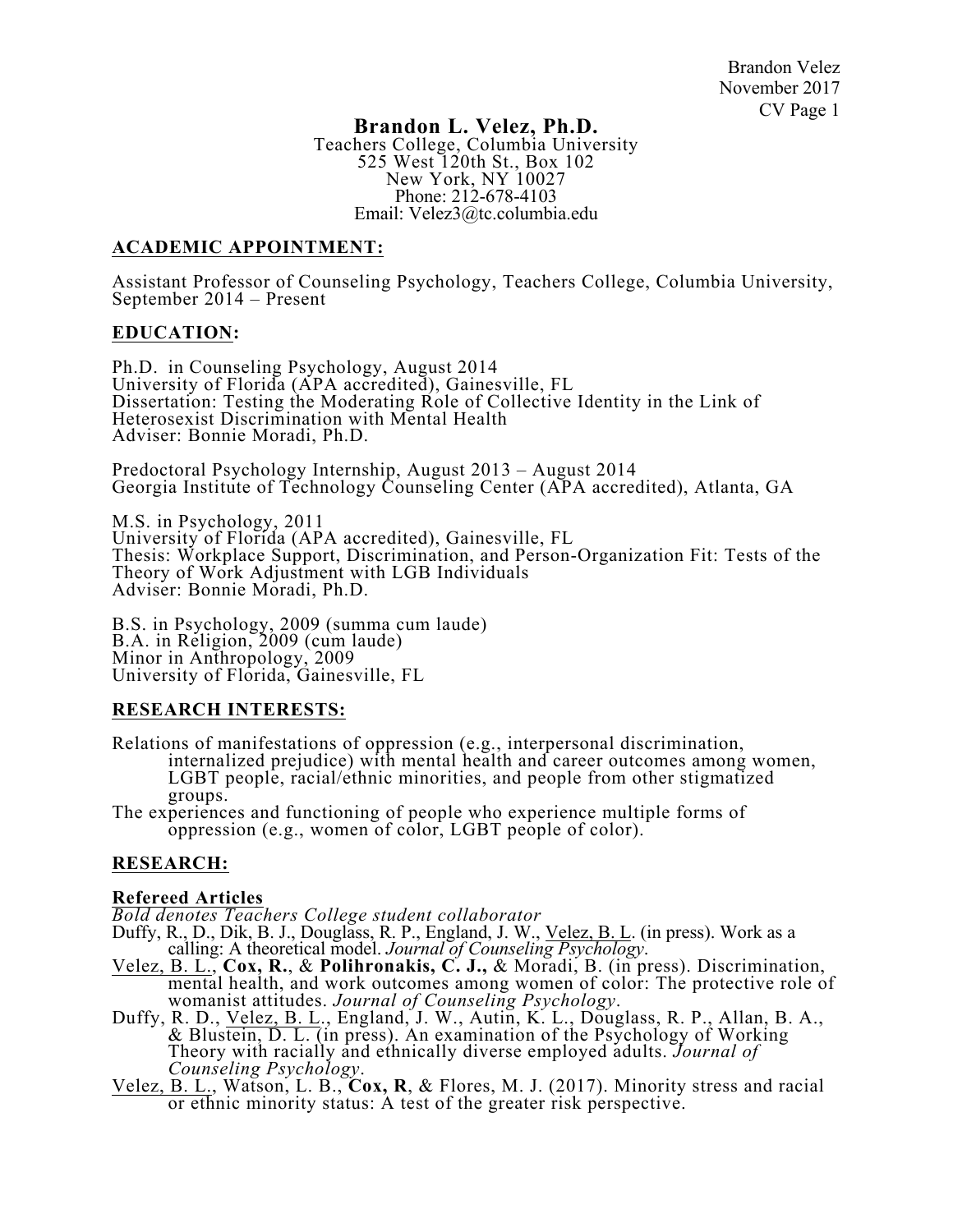# Brandon L. Velez, Ph.D.

Teachers College, Columbia University
525 West 120th St., Box 102
New York, NY 10027
Phone: 212-678-4103
Email: Velez3@tc.columbia.edu

## ACADEMIC APPOINTMENT:

Assistant Professor of Counseling Psychology, Teachers College, Columbia University, September 2014 – Present

## EDUCATION:

Ph.D. in Counseling Psychology, August 2014
University of Florida (APA accredited), Gainesville, FL
Dissertation: Testing the Moderating Role of Collective Identity in the Link of Heterosexist Discrimination with Mental Health
Adviser: Bonnie Moradi, Ph.D.

Predoctoral Psychology Internship, August 2013 – August 2014
Georgia Institute of Technology Counseling Center (APA accredited), Atlanta, GA

M.S. in Psychology, 2011
University of Florida (APA accredited), Gainesville, FL
Thesis: Workplace Support, Discrimination, and Person-Organization Fit: Tests of the Theory of Work Adjustment with LGB Individuals
Adviser: Bonnie Moradi, Ph.D.

B.S. in Psychology, 2009 (summa cum laude)
B.A. in Religion, 2009 (cum laude)
Minor in Anthropology, 2009
University of Florida, Gainesville, FL

## RESEARCH INTERESTS:

Relations of manifestations of oppression (e.g., interpersonal discrimination, internalized prejudice) with mental health and career outcomes among women, LGBT people, racial/ethnic minorities, and people from other stigmatized groups.

The experiences and functioning of people who experience multiple forms of oppression (e.g., women of color, LGBT people of color).

## RESEARCH:

### Refereed Articles

*Bold denotes Teachers College student collaborator*

Duffy, R., D., Dik, B. J., Douglass, R. P., England, J. W., Velez, B. L. (in press). Work as a calling: A theoretical model. *Journal of Counseling Psychology*.

Velez, B. L., **Cox, R.**, & **Polihronakis, C. J.,** & Moradi, B. (in press). Discrimination, mental health, and work outcomes among women of color: The protective role of womanist attitudes. *Journal of Counseling Psychology*.

Duffy, R. D., Velez, B. L., England, J. W., Autin, K. L., Douglass, R. P., Allan, B. A., & Blustein, D. L. (in press). An examination of the Psychology of Working Theory with racially and ethnically diverse employed adults. *Journal of Counseling Psychology*.

Velez, B. L., Watson, L. B., **Cox, R**, & Flores, M. J. (2017). Minority stress and racial or ethnic minority status: A test of the greater risk perspective.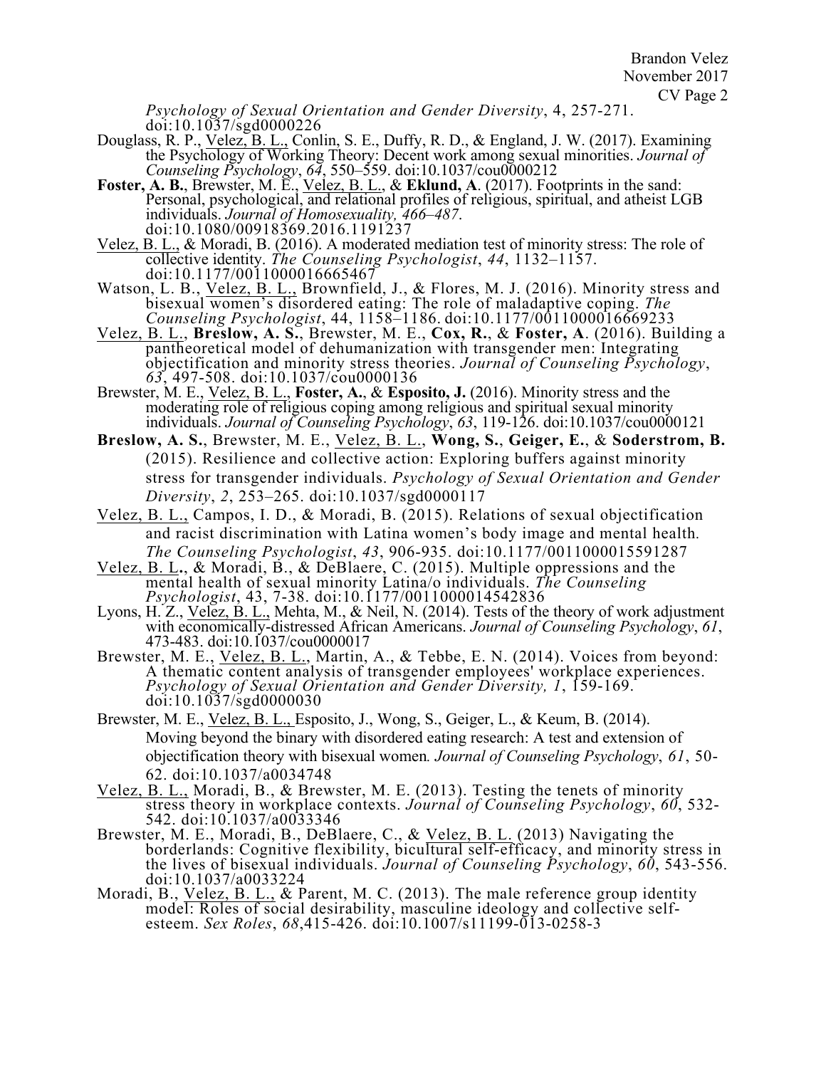*Psychology of Sexual Orientation and Gender Diversity*, 4, 257-271. doi:10.1037/sgd0000226

Douglass, R. P., Velez, B. L., Conlin, S. E., Duffy, R. D., & England, J. W. (2017). Examining the Psychology of Working Theory: Decent work among sexual minorities. *Journal of Counseling Psychology*, *64*, 550–559. doi:10.1037/cou0000212

**Foster, A. B.**, Brewster, M. E., Velez, B. L., & **Eklund, A**. (2017). Footprints in the sand: Personal, psychological, and relational profiles of religious, spiritual, and atheist LGB individuals. *Journal of Homosexuality, 466–487*. doi:10.1080/00918369.2016.1191237

Velez, B. L., & Moradi, B. (2016). A moderated mediation test of minority stress: The role of collective identity. *The Counseling Psychologist*, *44*, 1132–1157. doi:10.1177/0011000016665467

Watson, L. B., Velez, B. L., Brownfield, J., & Flores, M. J. (2016). Minority stress and bisexual women's disordered eating: The role of maladaptive coping. *The Counseling Psychologist*, 44, 1158–1186. doi:10.1177/0011000016669233

Velez, B. L., **Breslow, A. S.**, Brewster, M. E., **Cox, R.**, & **Foster, A**. (2016). Building a pantheoretical model of dehumanization with transgender men: Integrating objectification and minority stress theories. *Journal of Counseling Psychology*, *63*, 497-508. doi:10.1037/cou0000136

Brewster, M. E., Velez, B. L., **Foster, A.**, & **Esposito, J.** (2016). Minority stress and the moderating role of religious coping among religious and spiritual sexual minority individuals. *Journal of Counseling Psychology*, *63*, 119-126. doi:10.1037/cou0000121

**Breslow, A. S.**, Brewster, M. E., Velez, B. L., **Wong, S.**, **Geiger, E.**, & **Soderstrom, B.** (2015). Resilience and collective action: Exploring buffers against minority stress for transgender individuals. *Psychology of Sexual Orientation and Gender Diversity*, *2*, 253–265. doi:10.1037/sgd0000117

Velez, B. L., Campos, I. D., & Moradi, B. (2015). Relations of sexual objectification and racist discrimination with Latina women's body image and mental health. *The Counseling Psychologist*, *43*, 906-935. doi:10.1177/0011000015591287

Velez, B. L., & Moradi, B., & DeBlaere, C. (2015). Multiple oppressions and the mental health of sexual minority Latina/o individuals. *The Counseling Psychologist*, 43, 7-38. doi:10.1177/0011000014542836

Lyons, H. Z., Velez, B. L., Mehta, M., & Neil, N. (2014). Tests of the theory of work adjustment with economically-distressed African Americans. *Journal of Counseling Psychology*, *61*, 473-483. doi:10.1037/cou0000017

Brewster, M. E., Velez, B. L., Martin, A., & Tebbe, E. N. (2014). Voices from beyond: A thematic content analysis of transgender employees' workplace experiences. *Psychology of Sexual Orientation and Gender Diversity, 1*, 159-169. doi:10.1037/sgd0000030

Brewster, M. E., Velez, B. L., Esposito, J., Wong, S., Geiger, L., & Keum, B. (2014). Moving beyond the binary with disordered eating research: A test and extension of objectification theory with bisexual women*. Journal of Counseling Psychology*, *61*, 50-62. doi:10.1037/a0034748

Velez, B. L., Moradi, B., & Brewster, M. E. (2013). Testing the tenets of minority stress theory in workplace contexts. *Journal of Counseling Psychology*, *60*, 532-542. doi:10.1037/a0033346

Brewster, M. E., Moradi, B., DeBlaere, C., & Velez, B. L. (2013) Navigating the borderlands: Cognitive flexibility, bicultural self-efficacy, and minority stress in the lives of bisexual individuals. *Journal of Counseling Psychology*, *60*, 543-556. doi:10.1037/a0033224

Moradi, B., Velez, B. L., & Parent, M. C. (2013). The male reference group identity model: Roles of social desirability, masculine ideology and collective self-esteem. *Sex Roles*, *68*,415-426. doi:10.1007/s11199-013-0258-3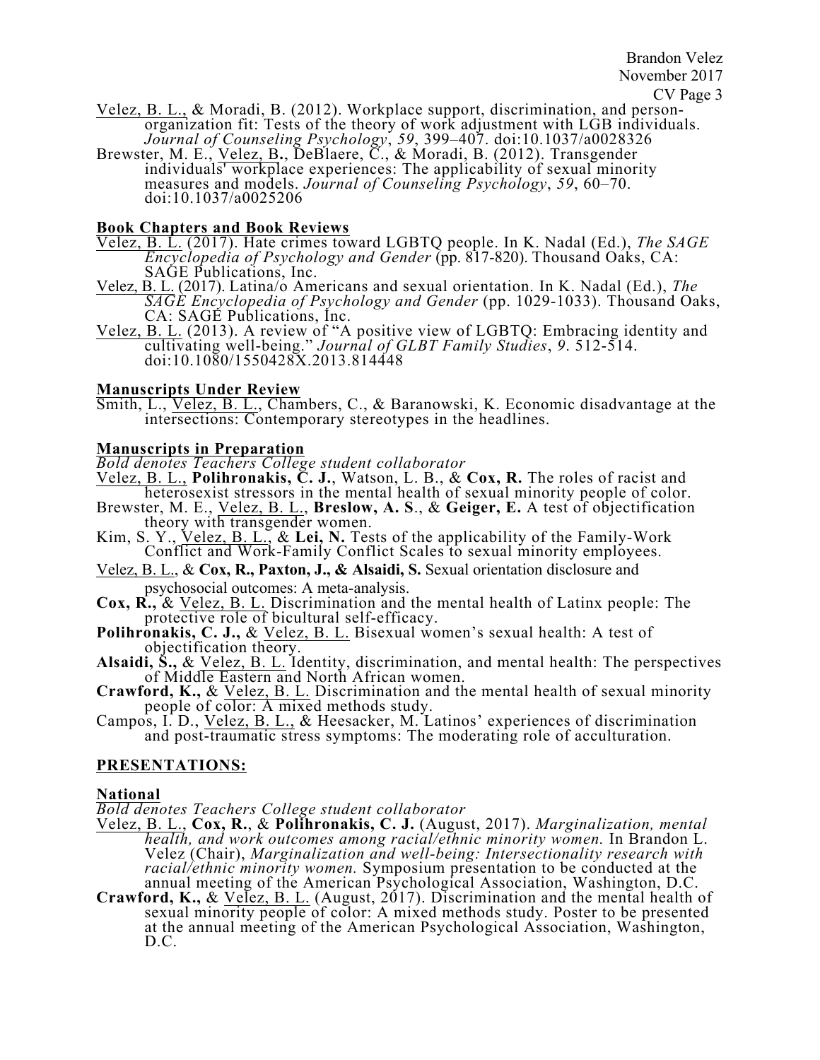Velez, B. L., & Moradi, B. (2012). Workplace support, discrimination, and person-organization fit: Tests of the theory of work adjustment with LGB individuals. *Journal of Counseling Psychology*, *59*, 399–407. doi:10.1037/a0028326

Brewster, M. E., Velez, B., DeBlaere, C., & Moradi, B. (2012). Transgender individuals' workplace experiences: The applicability of sexual minority measures and models. *Journal of Counseling Psychology*, *59*, 60–70. doi:10.1037/a0025206

**Book Chapters and Book Reviews**

Velez, B. L. (2017). Hate crimes toward LGBTQ people. In K. Nadal (Ed.), *The SAGE Encyclopedia of Psychology and Gender* (pp. 817-820). Thousand Oaks, CA: SAGE Publications, Inc.

Velez, B. L. (2017). Latina/o Americans and sexual orientation. In K. Nadal (Ed.), *The SAGE Encyclopedia of Psychology and Gender* (pp. 1029-1033). Thousand Oaks, CA: SAGE Publications, Inc.

Velez, B. L. (2013). A review of "A positive view of LGBTQ: Embracing identity and cultivating well-being." *Journal of GLBT Family Studies*, *9*. 512-514. doi:10.1080/1550428X.2013.814448

**Manuscripts Under Review**

Smith, L., Velez, B. L., Chambers, C., & Baranowski, K. Economic disadvantage at the intersections: Contemporary stereotypes in the headlines.

**Manuscripts in Preparation**

*Bold denotes Teachers College student collaborator*

Velez, B. L., **Polihronakis, C. J.**, Watson, L. B., & **Cox, R.** The roles of racist and heterosexist stressors in the mental health of sexual minority people of color.

Brewster, M. E., Velez, B. L., **Breslow, A. S**., & **Geiger, E.** A test of objectification theory with transgender women.

Kim, S. Y., Velez, B. L., & **Lei, N.** Tests of the applicability of the Family-Work Conflict and Work-Family Conflict Scales to sexual minority employees.

Velez, B. L., & **Cox, R., Paxton, J., & Alsaidi, S.** Sexual orientation disclosure and psychosocial outcomes: A meta-analysis.

**Cox, R.,** & Velez, B. L. Discrimination and the mental health of Latinx people: The protective role of bicultural self-efficacy.

**Polihronakis, C. J.,** & Velez, B. L. Bisexual women's sexual health: A test of objectification theory.

**Alsaidi, S.,** & Velez, B. L. Identity, discrimination, and mental health: The perspectives of Middle Eastern and North African women.

**Crawford, K.,** & Velez, B. L. Discrimination and the mental health of sexual minority people of color: A mixed methods study.

Campos, I. D., Velez, B. L., & Heesacker, M. Latinos' experiences of discrimination and post-traumatic stress symptoms: The moderating role of acculturation.

## PRESENTATIONS:

**National**

*Bold denotes Teachers College student collaborator*

Velez, B. L., **Cox, R.**, & **Polihronakis, C. J.** (August, 2017). *Marginalization, mental health, and work outcomes among racial/ethnic minority women.* In Brandon L. Velez (Chair), *Marginalization and well-being: Intersectionality research with racial/ethnic minority women.* Symposium presentation to be conducted at the annual meeting of the American Psychological Association, Washington, D.C.

**Crawford, K.,** & Velez, B. L. (August, 2017). Discrimination and the mental health of sexual minority people of color: A mixed methods study. Poster to be presented at the annual meeting of the American Psychological Association, Washington, D.C.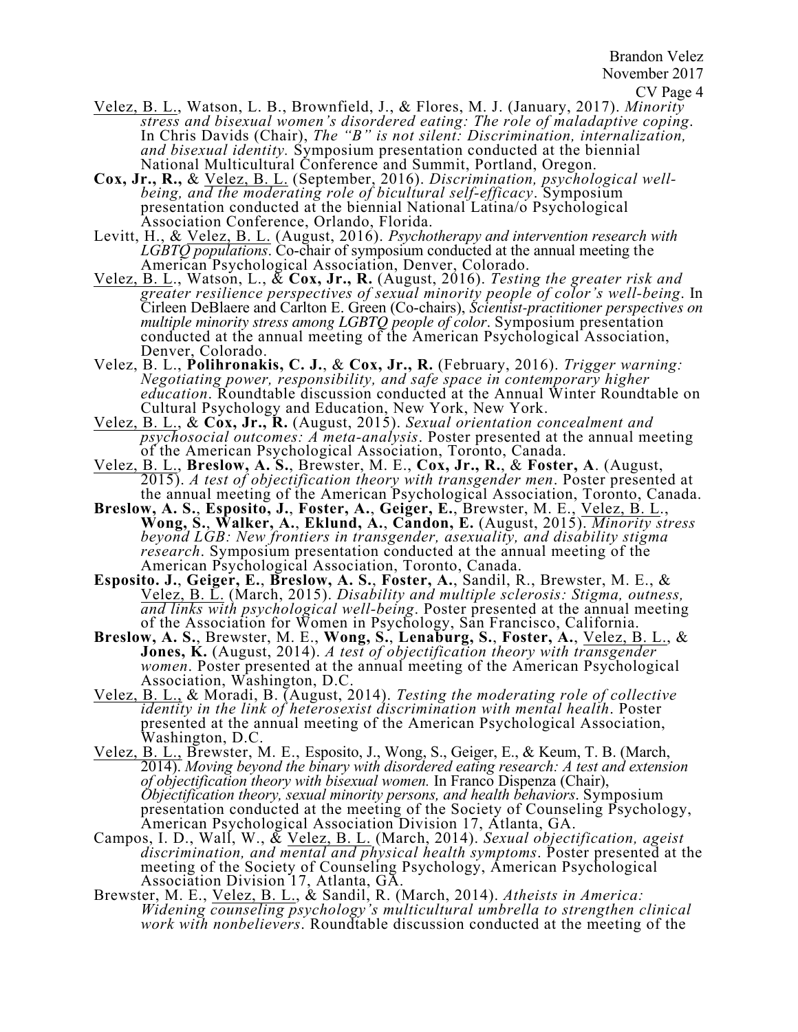Velez, B. L., Watson, L. B., Brownfield, J., & Flores, M. J. (January, 2017). *Minority stress and bisexual women's disordered eating: The role of maladaptive coping*. In Chris Davids (Chair), *The "B" is not silent: Discrimination, internalization, and bisexual identity.* Symposium presentation conducted at the biennial National Multicultural Conference and Summit, Portland, Oregon.

**Cox, Jr., R.,** & Velez, B. L. (September, 2016). *Discrimination, psychological well-being, and the moderating role of bicultural self-efficacy*. Symposium presentation conducted at the biennial National Latina/o Psychological Association Conference, Orlando, Florida.

Levitt, H., & Velez, B. L. (August, 2016). *Psychotherapy and intervention research with LGBTQ populations*. Co-chair of symposium conducted at the annual meeting the American Psychological Association, Denver, Colorado.

Velez, B. L., Watson, L., & **Cox, Jr., R.** (August, 2016). *Testing the greater risk and greater resilience perspectives of sexual minority people of color's well-being*. In Cirleen DeBlaere and Carlton E. Green (Co-chairs), *Scientist-practitioner perspectives on multiple minority stress among LGBTQ people of color*. Symposium presentation conducted at the annual meeting of the American Psychological Association, Denver, Colorado.

Velez, B. L., **Polihronakis, C. J.**, & **Cox, Jr., R.** (February, 2016). *Trigger warning: Negotiating power, responsibility, and safe space in contemporary higher education*. Roundtable discussion conducted at the Annual Winter Roundtable on Cultural Psychology and Education, New York, New York.

Velez, B. L., & **Cox, Jr., R.** (August, 2015). *Sexual orientation concealment and psychosocial outcomes: A meta-analysis*. Poster presented at the annual meeting of the American Psychological Association, Toronto, Canada.

Velez, B. L., **Breslow, A. S.**, Brewster, M. E., **Cox, Jr., R.**, & **Foster, A**. (August, 2015). *A test of objectification theory with transgender men*. Poster presented at the annual meeting of the American Psychological Association, Toronto, Canada.

**Breslow, A. S.**, **Esposito, J.**, **Foster, A.**, **Geiger, E.**, Brewster, M. E., Velez, B. L., **Wong, S.**, **Walker, A.**, **Eklund, A.**, **Candon, E.** (August, 2015). *Minority stress beyond LGB: New frontiers in transgender, asexuality, and disability stigma research*. Symposium presentation conducted at the annual meeting of the American Psychological Association, Toronto, Canada.

**Esposito. J.**, **Geiger, E.**, **Breslow, A. S.**, **Foster, A.**, Sandil, R., Brewster, M. E., & Velez, B. L. (March, 2015). *Disability and multiple sclerosis: Stigma, outness, and links with psychological well-being*. Poster presented at the annual meeting of the Association for Women in Psychology, San Francisco, California.

**Breslow, A. S.**, Brewster, M. E., **Wong, S.**, **Lenaburg, S.**, **Foster, A.**, Velez, B. L., & **Jones, K.** (August, 2014). *A test of objectification theory with transgender women*. Poster presented at the annual meeting of the American Psychological Association, Washington, D.C.

Velez, B. L., & Moradi, B. (August, 2014). *Testing the moderating role of collective identity in the link of heterosexist discrimination with mental health*. Poster presented at the annual meeting of the American Psychological Association, Washington, D.C.

Velez, B. L., Brewster, M. E., Esposito, J., Wong, S., Geiger, E., & Keum, T. B. (March, 2014). *Moving beyond the binary with disordered eating research: A test and extension of objectification theory with bisexual women.* In Franco Dispenza (Chair), *Objectification theory, sexual minority persons, and health behaviors*. Symposium presentation conducted at the meeting of the Society of Counseling Psychology, American Psychological Association Division 17, Atlanta, GA.

Campos, I. D., Wall, W., & Velez, B. L. (March, 2014). *Sexual objectification, ageist discrimination, and mental and physical health symptoms*. Poster presented at the meeting of the Society of Counseling Psychology, American Psychological Association Division 17, Atlanta, GA.

Brewster, M. E., Velez, B. L., & Sandil, R. (March, 2014). *Atheists in America: Widening counseling psychology's multicultural umbrella to strengthen clinical work with nonbelievers*. Roundtable discussion conducted at the meeting of the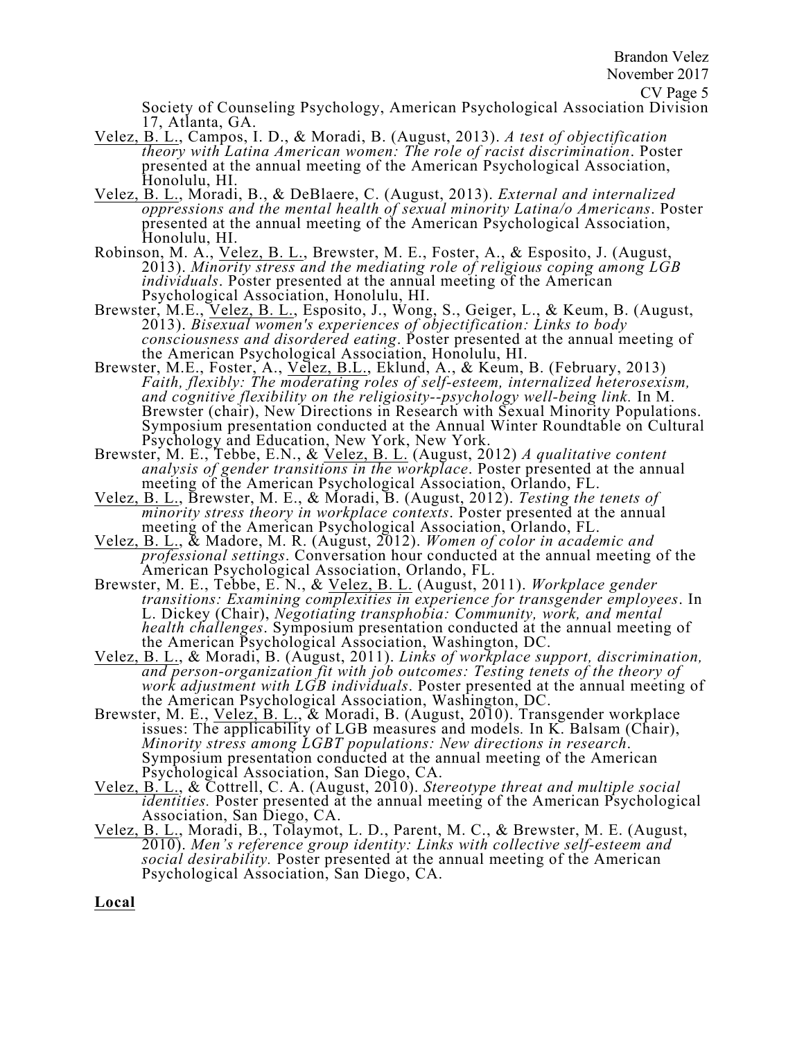Society of Counseling Psychology, American Psychological Association Division 17, Atlanta, GA.

Velez, B. L., Campos, I. D., & Moradi, B. (August, 2013). *A test of objectification theory with Latina American women: The role of racist discrimination*. Poster presented at the annual meeting of the American Psychological Association, Honolulu, HI.

Velez, B. L., Moradi, B., & DeBlaere, C. (August, 2013). *External and internalized oppressions and the mental health of sexual minority Latina/o Americans*. Poster presented at the annual meeting of the American Psychological Association, Honolulu, HI.

Robinson, M. A., Velez, B. L., Brewster, M. E., Foster, A., & Esposito, J. (August, 2013). *Minority stress and the mediating role of religious coping among LGB individuals*. Poster presented at the annual meeting of the American Psychological Association, Honolulu, HI.

Brewster, M.E., Velez, B. L., Esposito, J., Wong, S., Geiger, L., & Keum, B. (August, 2013). *Bisexual women's experiences of objectification: Links to body consciousness and disordered eating*. Poster presented at the annual meeting of the American Psychological Association, Honolulu, HI.

Brewster, M.E., Foster, A., Velez, B.L., Eklund, A., & Keum, B. (February, 2013) *Faith, flexibly: The moderating roles of self-esteem, internalized heterosexism, and cognitive flexibility on the religiosity--psychology well-being link.* In M. Brewster (chair), New Directions in Research with Sexual Minority Populations. Symposium presentation conducted at the Annual Winter Roundtable on Cultural Psychology and Education, New York, New York.

Brewster, M. E., Tebbe, E.N., & Velez, B. L. (August, 2012) *A qualitative content analysis of gender transitions in the workplace*. Poster presented at the annual meeting of the American Psychological Association, Orlando, FL.

Velez, B. L., Brewster, M. E., & Moradi, B. (August, 2012). *Testing the tenets of minority stress theory in workplace contexts*. Poster presented at the annual meeting of the American Psychological Association, Orlando, FL.

Velez, B. L., & Madore, M. R. (August, 2012). *Women of color in academic and professional settings*. Conversation hour conducted at the annual meeting of the American Psychological Association, Orlando, FL.

Brewster, M. E., Tebbe, E. N., & Velez, B. L. (August, 2011). *Workplace gender transitions: Examining complexities in experience for transgender employees*. In L. Dickey (Chair), *Negotiating transphobia: Community, work, and mental health challenges*. Symposium presentation conducted at the annual meeting of the American Psychological Association, Washington, DC.

Velez, B. L., & Moradi, B. (August, 2011). *Links of workplace support, discrimination, and person-organization fit with job outcomes: Testing tenets of the theory of work adjustment with LGB individuals*. Poster presented at the annual meeting of the American Psychological Association, Washington, DC.

Brewster, M. E., Velez, B. L., & Moradi, B. (August, 2010). Transgender workplace issues: The applicability of LGB measures and models. In K. Balsam (Chair), *Minority stress among LGBT populations: New directions in research*. Symposium presentation conducted at the annual meeting of the American Psychological Association, San Diego, CA.

Velez, B. L., & Cottrell, C. A. (August, 2010). *Stereotype threat and multiple social identities.* Poster presented at the annual meeting of the American Psychological Association, San Diego, CA.

Velez, B. L., Moradi, B., Tolaymot, L. D., Parent, M. C., & Brewster, M. E. (August, 2010). *Men's reference group identity: Links with collective self-esteem and social desirability.* Poster presented at the annual meeting of the American Psychological Association, San Diego, CA.

**Local**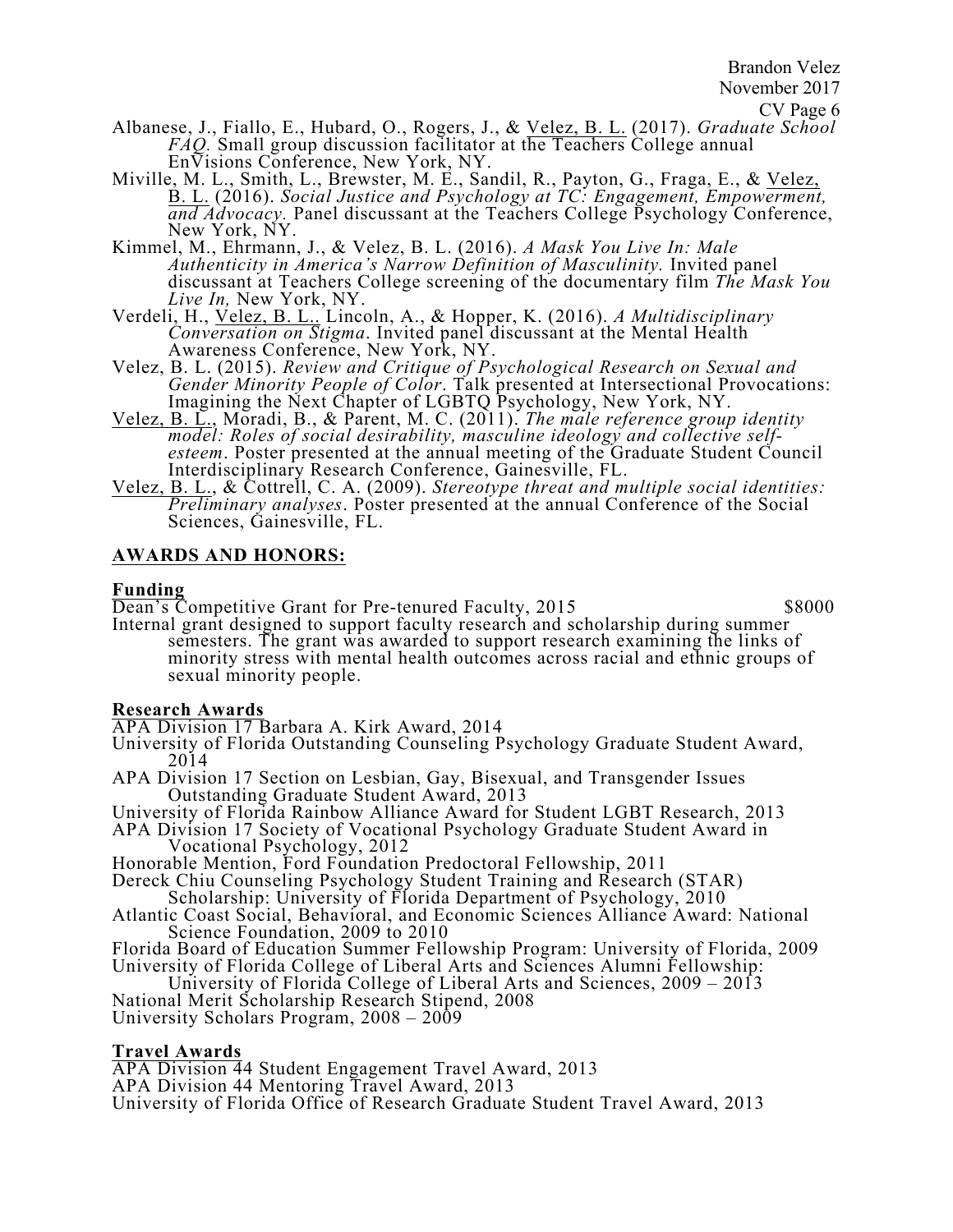Albanese, J., Fiallo, E., Hubard, O., Rogers, J., & <u>Velez, B. L.</u> (2017). *Graduate School FAQ.* Small group discussion facilitator at the Teachers College annual EnVisions Conference, New York, NY.

Miville, M. L., Smith, L., Brewster, M. E., Sandil, R., Payton, G., Fraga, E., & <u>Velez, B. L.</u> (2016). *Social Justice and Psychology at TC: Engagement, Empowerment, and Advocacy*. Panel discussant at the Teachers College Psychology Conference, New York, NY.

Kimmel, M., Ehrmann, J., & Velez, B. L. (2016). *A Mask You Live In: Male Authenticity in America's Narrow Definition of Masculinity.* Invited panel discussant at Teachers College screening of the documentary film *The Mask You Live In,* New York, NY.

Verdeli, H., <u>Velez, B. L.</u>, Lincoln, A., & Hopper, K. (2016). *A Multidisciplinary Conversation on Stigma*. Invited panel discussant at the Mental Health Awareness Conference, New York, NY.

Velez, B. L. (2015). *Review and Critique of Psychological Research on Sexual and Gender Minority People of Color*. Talk presented at Intersectional Provocations: Imagining the Next Chapter of LGBTQ Psychology, New York, NY.

<u>Velez, B. L.</u>, Moradi, B., & Parent, M. C. (2011). *The male reference group identity model: Roles of social desirability, masculine ideology and collective self-esteem*. Poster presented at the annual meeting of the Graduate Student Council Interdisciplinary Research Conference, Gainesville, FL.

<u>Velez, B. L.</u>, & Cottrell, C. A. (2009). *Stereotype threat and multiple social identities: Preliminary analyses*. Poster presented at the annual Conference of the Social Sciences, Gainesville, FL.

## AWARDS AND HONORS:

### Funding

Dean's Competitive Grant for Pre-tenured Faculty, 2015 — $8000

Internal grant designed to support faculty research and scholarship during summer semesters. The grant was awarded to support research examining the links of minority stress with mental health outcomes across racial and ethnic groups of sexual minority people.

### Research Awards

APA Division 17 Barbara A. Kirk Award, 2014

University of Florida Outstanding Counseling Psychology Graduate Student Award, 2014

APA Division 17 Section on Lesbian, Gay, Bisexual, and Transgender Issues Outstanding Graduate Student Award, 2013

University of Florida Rainbow Alliance Award for Student LGBT Research, 2013

APA Division 17 Society of Vocational Psychology Graduate Student Award in Vocational Psychology, 2012

Honorable Mention, Ford Foundation Predoctoral Fellowship, 2011

Dereck Chiu Counseling Psychology Student Training and Research (STAR) Scholarship: University of Florida Department of Psychology, 2010

Atlantic Coast Social, Behavioral, and Economic Sciences Alliance Award: National Science Foundation, 2009 to 2010

Florida Board of Education Summer Fellowship Program: University of Florida, 2009

University of Florida College of Liberal Arts and Sciences Alumni Fellowship: University of Florida College of Liberal Arts and Sciences, 2009 – 2013

National Merit Scholarship Research Stipend, 2008

University Scholars Program, 2008 – 2009

### Travel Awards

APA Division 44 Student Engagement Travel Award, 2013

APA Division 44 Mentoring Travel Award, 2013

University of Florida Office of Research Graduate Student Travel Award, 2013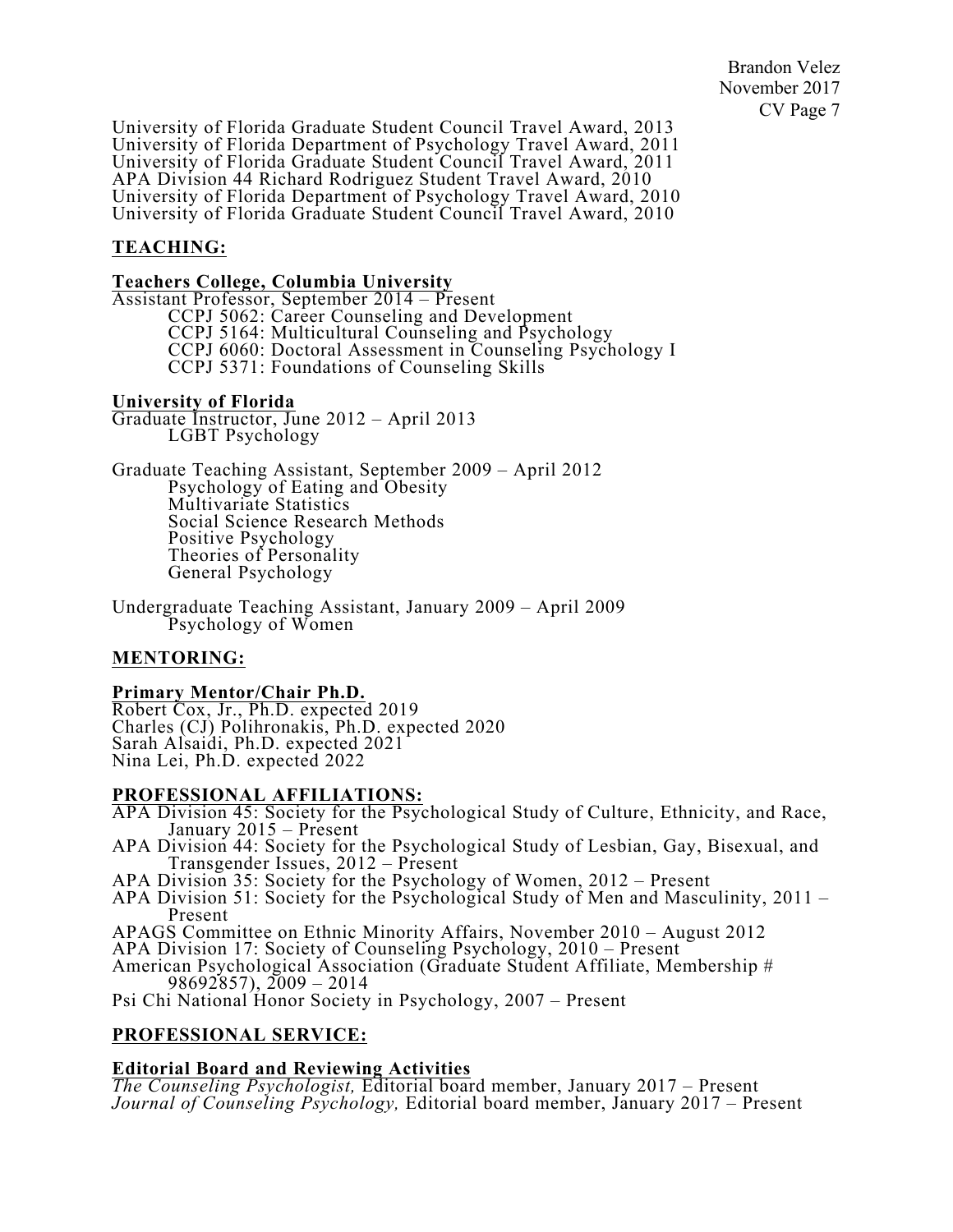University of Florida Graduate Student Council Travel Award, 2013
University of Florida Department of Psychology Travel Award, 2011
University of Florida Graduate Student Council Travel Award, 2011
APA Division 44 Richard Rodriguez Student Travel Award, 2010
University of Florida Department of Psychology Travel Award, 2010
University of Florida Graduate Student Council Travel Award, 2010

## TEACHING:

### Teachers College, Columbia University

Assistant Professor, September 2014 – Present

- CCPJ 5062: Career Counseling and Development
- CCPJ 5164: Multicultural Counseling and Psychology
- CCPJ 6060: Doctoral Assessment in Counseling Psychology I
- CCPJ 5371: Foundations of Counseling Skills

### University of Florida

Graduate Instructor, June 2012 – April 2013

- LGBT Psychology

Graduate Teaching Assistant, September 2009 – April 2012

- Psychology of Eating and Obesity
- Multivariate Statistics
- Social Science Research Methods
- Positive Psychology
- Theories of Personality
- General Psychology

Undergraduate Teaching Assistant, January 2009 – April 2009

- Psychology of Women

## MENTORING:

### Primary Mentor/Chair Ph.D.

Robert Cox, Jr., Ph.D. expected 2019
Charles (CJ) Polihronakis, Ph.D. expected 2020
Sarah Alsaidi, Ph.D. expected 2021
Nina Lei, Ph.D. expected 2022

## PROFESSIONAL AFFILIATIONS:

APA Division 45: Society for the Psychological Study of Culture, Ethnicity, and Race, January 2015 – Present
APA Division 44: Society for the Psychological Study of Lesbian, Gay, Bisexual, and Transgender Issues, 2012 – Present
APA Division 35: Society for the Psychology of Women, 2012 – Present
APA Division 51: Society for the Psychological Study of Men and Masculinity, 2011 – Present
APAGS Committee on Ethnic Minority Affairs, November 2010 – August 2012
APA Division 17: Society of Counseling Psychology, 2010 – Present
American Psychological Association (Graduate Student Affiliate, Membership # 98692857), 2009 – 2014
Psi Chi National Honor Society in Psychology, 2007 – Present

## PROFESSIONAL SERVICE:

### Editorial Board and Reviewing Activities

*The Counseling Psychologist,* Editorial board member, January 2017 – Present
*Journal of Counseling Psychology,* Editorial board member, January 2017 – Present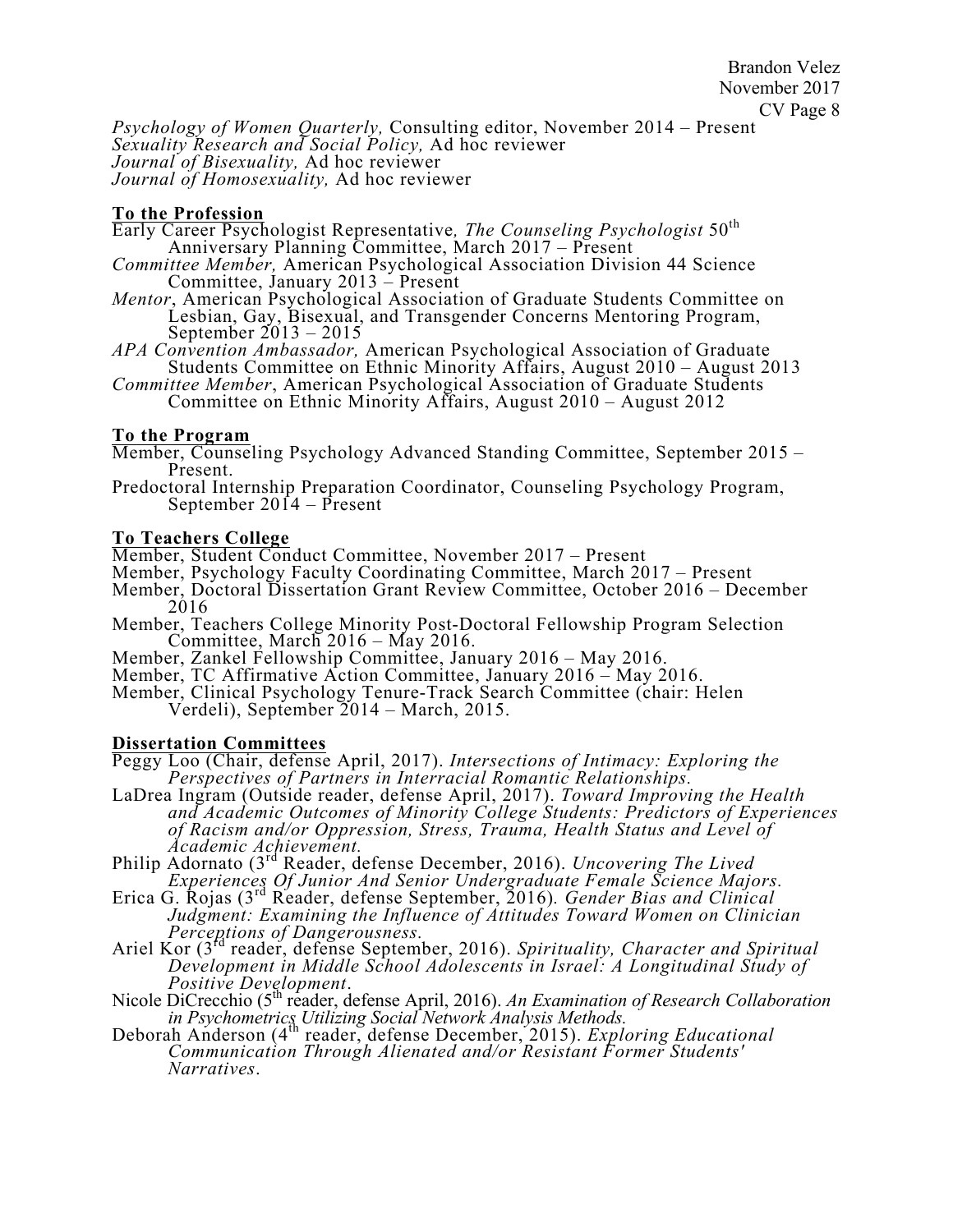*Psychology of Women Quarterly,* Consulting editor, November 2014 – Present
*Sexuality Research and Social Policy,* Ad hoc reviewer
*Journal of Bisexuality,* Ad hoc reviewer
*Journal of Homosexuality,* Ad hoc reviewer

**To the Profession**

Early Career Psychologist Representative, *The Counseling Psychologist* 50th Anniversary Planning Committee, March 2017 – Present

*Committee Member,* American Psychological Association Division 44 Science Committee, January 2013 – Present

*Mentor*, American Psychological Association of Graduate Students Committee on Lesbian, Gay, Bisexual, and Transgender Concerns Mentoring Program, September 2013 – 2015

*APA Convention Ambassador,* American Psychological Association of Graduate Students Committee on Ethnic Minority Affairs, August 2010 – August 2013

*Committee Member*, American Psychological Association of Graduate Students Committee on Ethnic Minority Affairs, August 2010 – August 2012

**To the Program**

Member, Counseling Psychology Advanced Standing Committee, September 2015 – Present.

Predoctoral Internship Preparation Coordinator, Counseling Psychology Program, September 2014 – Present

**To Teachers College**

Member, Student Conduct Committee, November 2017 – Present

Member, Psychology Faculty Coordinating Committee, March 2017 – Present

Member, Doctoral Dissertation Grant Review Committee, October 2016 – December 2016

Member, Teachers College Minority Post-Doctoral Fellowship Program Selection Committee, March 2016 – May 2016.

Member, Zankel Fellowship Committee, January 2016 – May 2016.

Member, TC Affirmative Action Committee, January 2016 – May 2016.

Member, Clinical Psychology Tenure-Track Search Committee (chair: Helen Verdeli), September 2014 – March, 2015.

**Dissertation Committees**

Peggy Loo (Chair, defense April, 2017). *Intersections of Intimacy: Exploring the Perspectives of Partners in Interracial Romantic Relationships.*

LaDrea Ingram (Outside reader, defense April, 2017). *Toward Improving the Health and Academic Outcomes of Minority College Students: Predictors of Experiences of Racism and/or Oppression, Stress, Trauma, Health Status and Level of Academic Achievement.*

Philip Adornato (3rd Reader, defense December, 2016). *Uncovering The Lived Experiences Of Junior And Senior Undergraduate Female Science Majors.*

Erica G. Rojas (3rd Reader, defense September, 2016). *Gender Bias and Clinical Judgment: Examining the Influence of Attitudes Toward Women on Clinician Perceptions of Dangerousness.*

Ariel Kor (3rd reader, defense September, 2016). *Spirituality, Character and Spiritual Development in Middle School Adolescents in Israel: A Longitudinal Study of Positive Development*.

Nicole DiCrecchio (5th reader, defense April, 2016). *An Examination of Research Collaboration in Psychometrics Utilizing Social Network Analysis Methods.*

Deborah Anderson (4th reader, defense December, 2015). *Exploring Educational Communication Through Alienated and/or Resistant Former Students' Narratives*.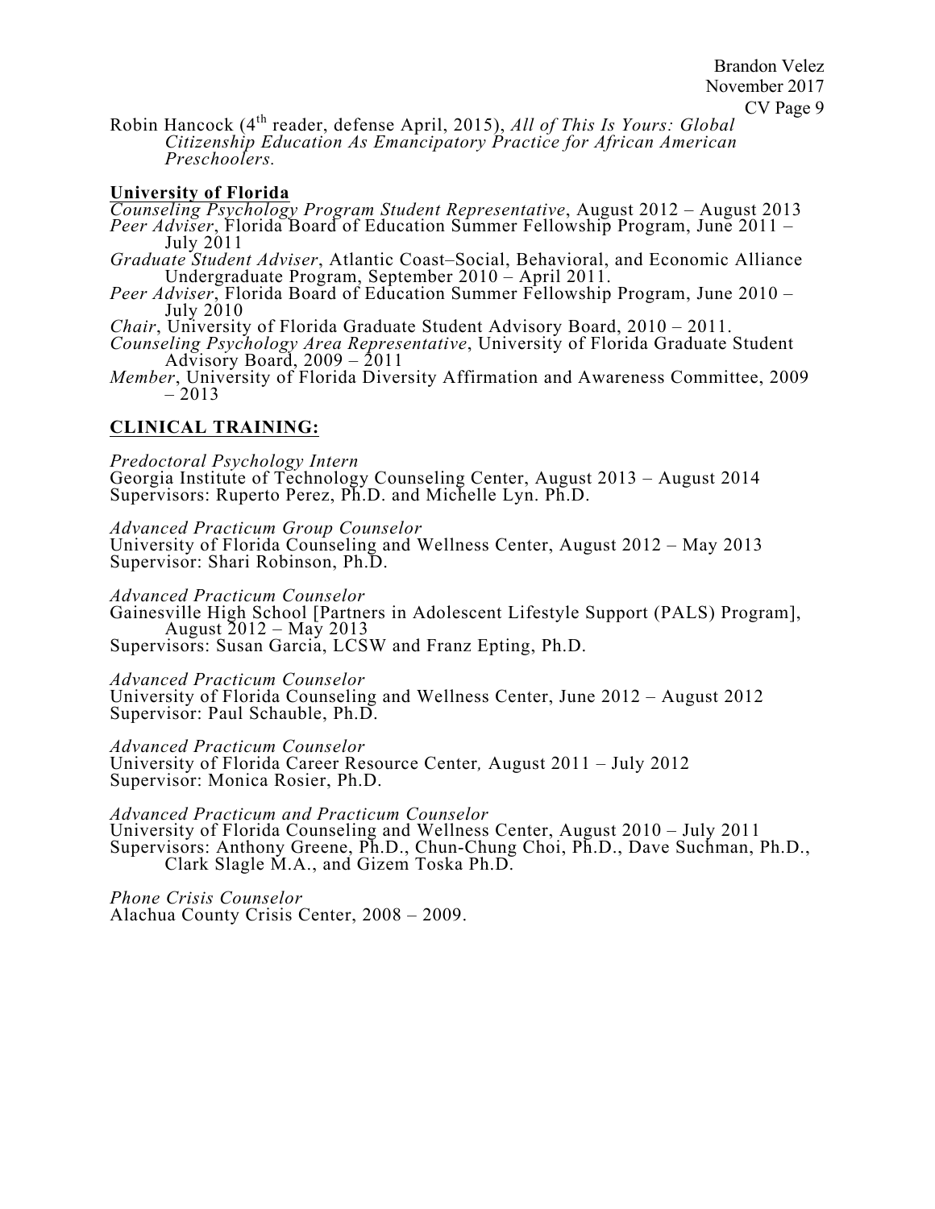Robin Hancock (4th reader, defense April, 2015), *All of This Is Yours: Global Citizenship Education As Emancipatory Practice for African American Preschoolers.*

**University of Florida**

*Counseling Psychology Program Student Representative*, August 2012 – August 2013
*Peer Adviser*, Florida Board of Education Summer Fellowship Program, June 2011 – July 2011
*Graduate Student Adviser*, Atlantic Coast–Social, Behavioral, and Economic Alliance Undergraduate Program, September 2010 – April 2011.
*Peer Adviser*, Florida Board of Education Summer Fellowship Program, June 2010 – July 2010
*Chair*, University of Florida Graduate Student Advisory Board, 2010 – 2011.
*Counseling Psychology Area Representative*, University of Florida Graduate Student Advisory Board, 2009 – 2011
*Member*, University of Florida Diversity Affirmation and Awareness Committee, 2009 – 2013

## CLINICAL TRAINING:

*Predoctoral Psychology Intern*
Georgia Institute of Technology Counseling Center, August 2013 – August 2014
Supervisors: Ruperto Perez, Ph.D. and Michelle Lyn. Ph.D.

*Advanced Practicum Group Counselor*
University of Florida Counseling and Wellness Center, August 2012 – May 2013
Supervisor: Shari Robinson, Ph.D.

*Advanced Practicum Counselor*
Gainesville High School [Partners in Adolescent Lifestyle Support (PALS) Program], August 2012 – May 2013
Supervisors: Susan Garcia, LCSW and Franz Epting, Ph.D.

*Advanced Practicum Counselor*
University of Florida Counseling and Wellness Center, June 2012 – August 2012
Supervisor: Paul Schauble, Ph.D.

*Advanced Practicum Counselor*
University of Florida Career Resource Center*,* August 2011 – July 2012
Supervisor: Monica Rosier, Ph.D.

*Advanced Practicum and Practicum Counselor*
University of Florida Counseling and Wellness Center, August 2010 – July 2011
Supervisors: Anthony Greene, Ph.D., Chun-Chung Choi, Ph.D., Dave Suchman, Ph.D., Clark Slagle M.A., and Gizem Toska Ph.D.

*Phone Crisis Counselor*
Alachua County Crisis Center, 2008 – 2009.